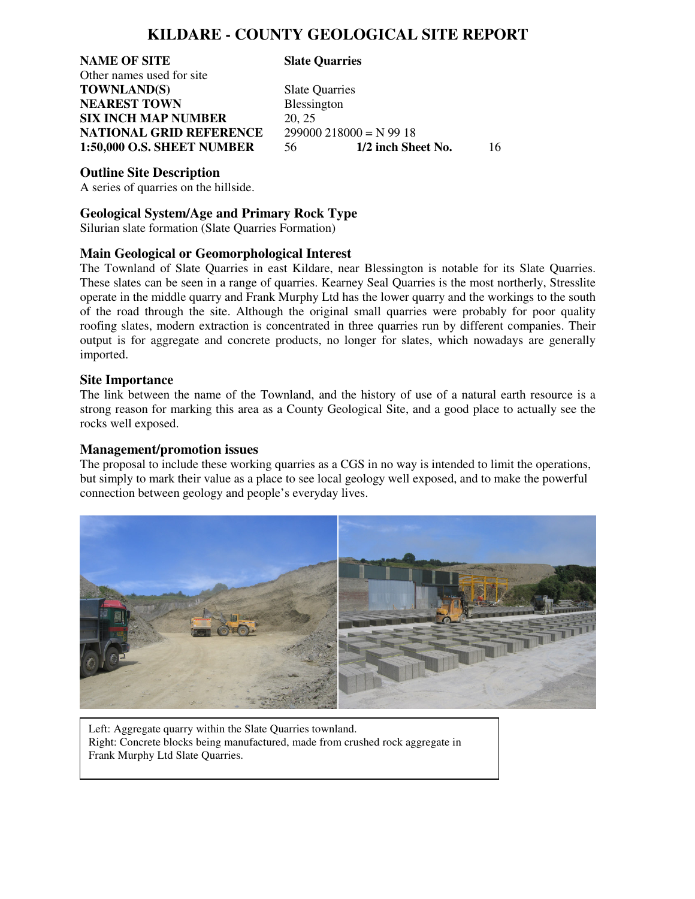# KILDARE - COUNTY GEOLOGICAL SITE REPORT

| | |
|---|---|
| **NAME OF SITE** | **Slate Quarries** |
| Other names used for site | |
| **TOWNLAND(S)** | Slate Quarries |
| **NEAREST TOWN** | Blessington |
| **SIX INCH MAP NUMBER** | 20, 25 |
| **NATIONAL GRID REFERENCE** | 299000 218000 = N 99 18 |
| **1:50,000 O.S. SHEET NUMBER** | 56 **1/2 inch Sheet No.** 16 |

## Outline Site Description

A series of quarries on the hillside.

## Geological System/Age and Primary Rock Type

Silurian slate formation (Slate Quarries Formation)

## Main Geological or Geomorphological Interest

The Townland of Slate Quarries in east Kildare, near Blessington is notable for its Slate Quarries. These slates can be seen in a range of quarries. Kearney Seal Quarries is the most northerly, Stresslite operate in the middle quarry and Frank Murphy Ltd has the lower quarry and the workings to the south of the road through the site. Although the original small quarries were probably for poor quality roofing slates, modern extraction is concentrated in three quarries run by different companies. Their output is for aggregate and concrete products, no longer for slates, which nowadays are generally imported.

## Site Importance

The link between the name of the Townland, and the history of use of a natural earth resource is a strong reason for marking this area as a County Geological Site, and a good place to actually see the rocks well exposed.

## Management/promotion issues

The proposal to include these working quarries as a CGS in no way is intended to limit the operations, but simply to mark their value as a place to see local geology well exposed, and to make the powerful connection between geology and people's everyday lives.

Left: Aggregate quarry within the Slate Quarries townland.
Right: Concrete blocks being manufactured, made from crushed rock aggregate in Frank Murphy Ltd Slate Quarries.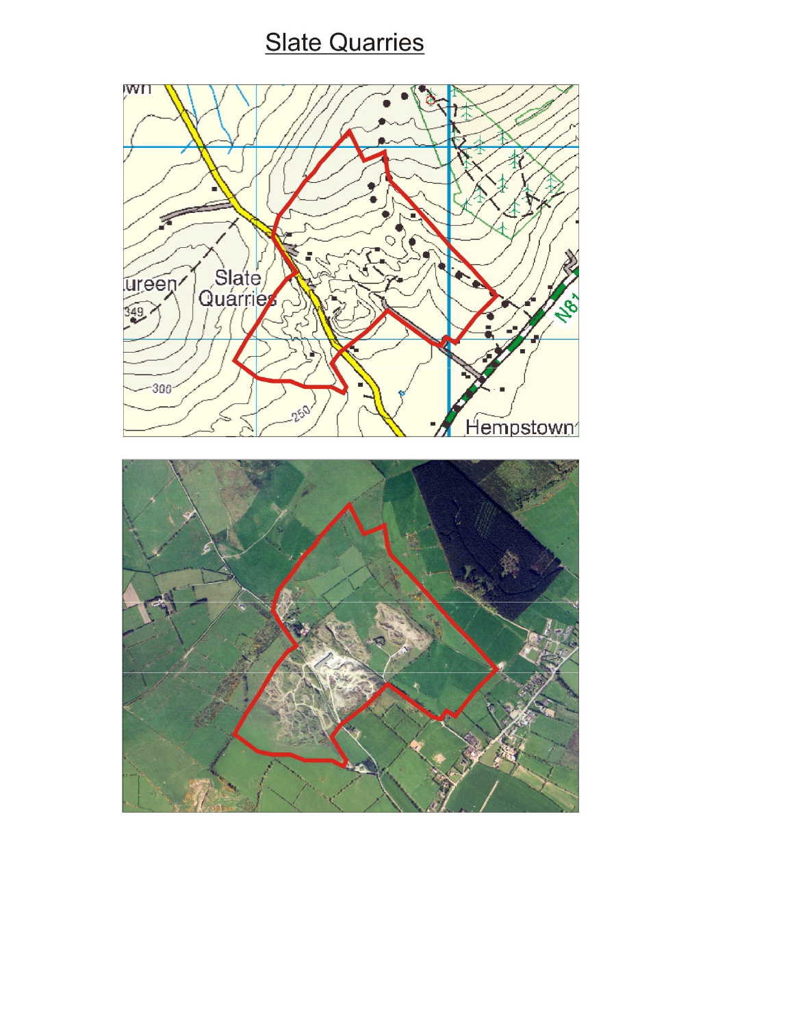# Slate Quarries

wn

ureen

Slate Quarries

349

300

250

N81

Hempstown